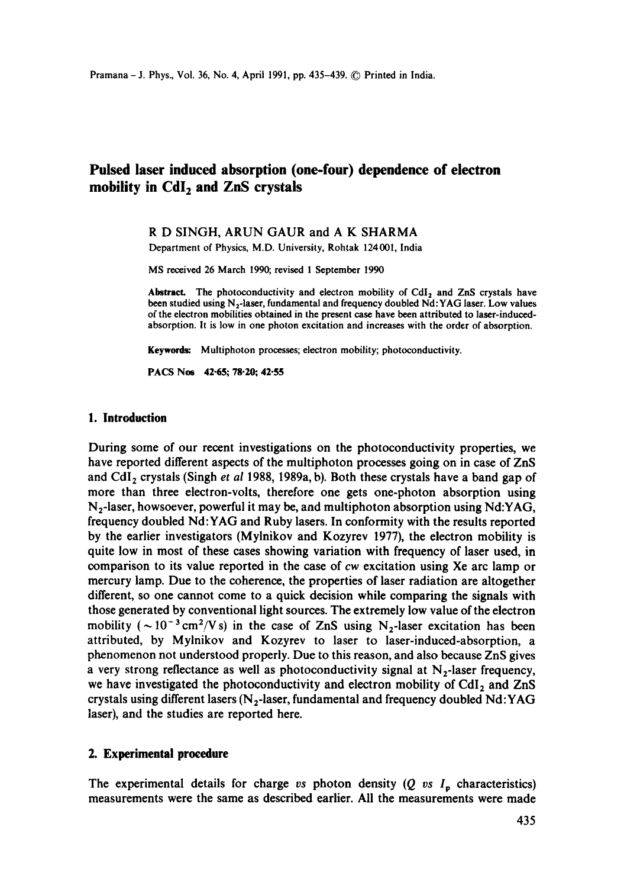# Pulsed laser induced absorption (one-four) dependence of electron mobility in $CdI_2$ and ZnS crystals

R D SINGH, ARUN GAUR and A K SHARMA

Department of Physics, M.D. University, Rohtak 124001, India

MS received 26 March 1990; revised 1 September 1990

**Abstract.** The photoconductivity and electron mobility of $CdI_2$ and ZnS crystals have been studied using $N_2$-laser, fundamental and frequency doubled Nd:YAG laser. Low values of the electron mobilities obtained in the present case have been attributed to laser-induced-absorption. It is low in one photon excitation and increases with the order of absorption.

**Keywords:** Multiphoton processes; electron mobility; photoconductivity.

**PACS Nos** 42·65; 78·20; 42·55

## 1. Introduction

During some of our recent investigations on the photoconductivity properties, we have reported different aspects of the multiphoton processes going on in case of ZnS and $CdI_2$ crystals (Singh *et al* 1988, 1989a, b). Both these crystals have a band gap of more than three electron-volts, therefore one gets one-photon absorption using $N_2$-laser, howsoever, powerful it may be, and multiphoton absorption using Nd:YAG, frequency doubled Nd:YAG and Ruby lasers. In conformity with the results reported by the earlier investigators (Mylnikov and Kozyrev 1977), the electron mobility is quite low in most of these cases showing variation with frequency of laser used, in comparison to its value reported in the case of *cw* excitation using Xe arc lamp or mercury lamp. Due to the coherence, the properties of laser radiation are altogether different, so one cannot come to a quick decision while comparing the signals with those generated by conventional light sources. The extremely low value of the electron mobility ($\sim 10^{-3}\,cm^2/V\,s$) in the case of ZnS using $N_2$-laser excitation has been attributed, by Mylnikov and Kozyrev to laser to laser-induced-absorption, a phenomenon not understood properly. Due to this reason, and also because ZnS gives a very strong reflectance as well as photoconductivity signal at $N_2$-laser frequency, we have investigated the photoconductivity and electron mobility of $CdI_2$ and ZnS crystals using different lasers ($N_2$-laser, fundamental and frequency doubled Nd:YAG laser), and the studies are reported here.

## 2. Experimental procedure

The experimental details for charge *vs* photon density ($Q$ *vs* $I_p$ characteristics) measurements were the same as described earlier. All the measurements were made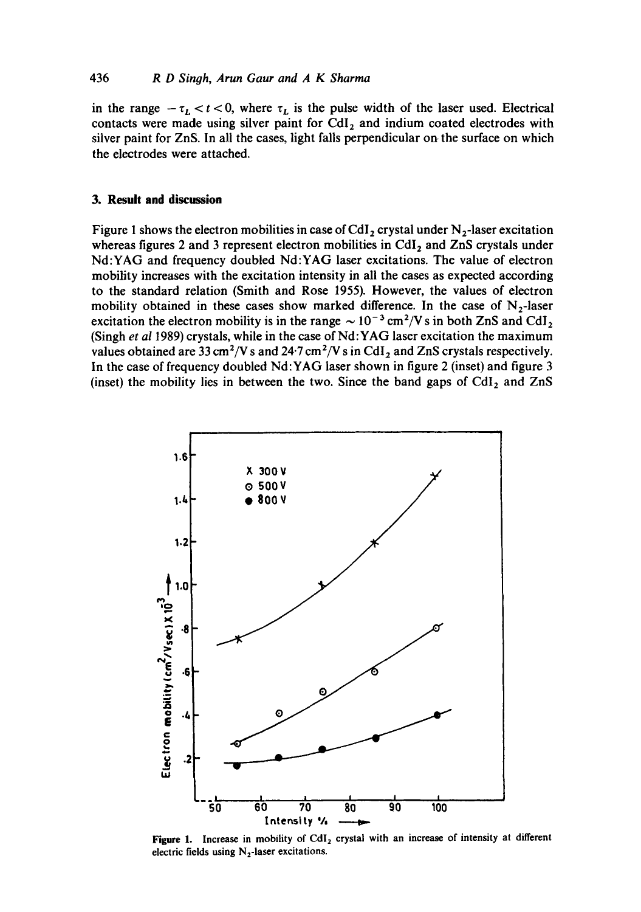in the range $-\tau_L < t < 0$, where $\tau_L$ is the pulse width of the laser used. Electrical contacts were made using silver paint for $CdI_2$ and indium coated electrodes with silver paint for ZnS. In all the cases, light falls perpendicular on the surface on which the electrodes were attached.

## 3. Result and discussion

Figure 1 shows the electron mobilities in case of $CdI_2$ crystal under $N_2$-laser excitation whereas figures 2 and 3 represent electron mobilities in $CdI_2$ and ZnS crystals under Nd:YAG and frequency doubled Nd:YAG laser excitations. The value of electron mobility increases with the excitation intensity in all the cases as expected according to the standard relation (Smith and Rose 1955). However, the values of electron mobility obtained in these cases show marked difference. In the case of $N_2$-laser excitation the electron mobility is in the range $\sim 10^{-3}$ cm$^2$/V s in both ZnS and $CdI_2$ (Singh *et al* 1989) crystals, while in the case of Nd:YAG laser excitation the maximum values obtained are 33 cm$^2$/V s and 24·7 cm$^2$/V s in $CdI_2$ and ZnS crystals respectively. In the case of frequency doubled Nd:YAG laser shown in figure 2 (inset) and figure 3 (inset) the mobility lies in between the two. Since the band gaps of $CdI_2$ and ZnS

**Figure 1.** Increase in mobility of $CdI_2$ crystal with an increase of intensity at different electric fields using $N_2$-laser excitations.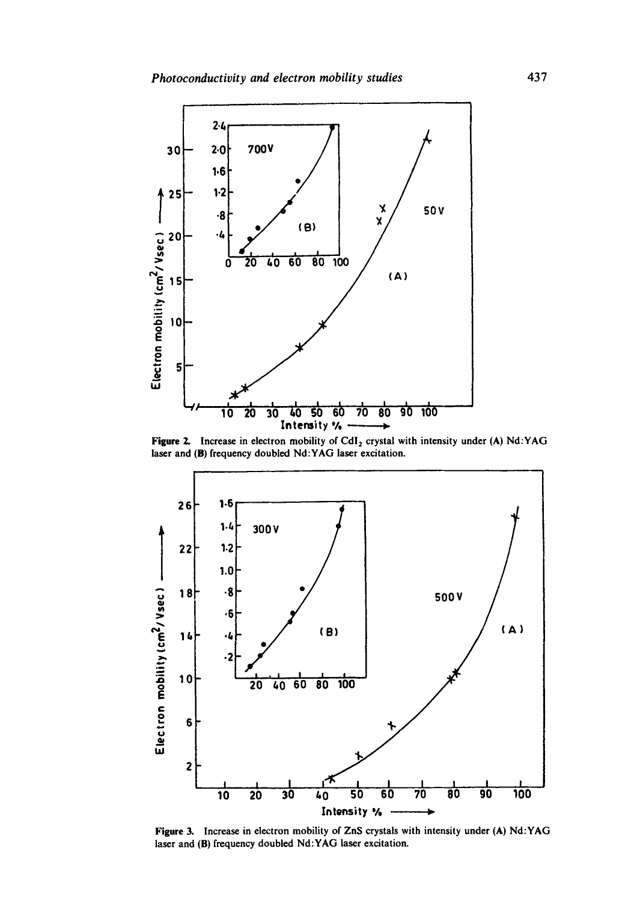Figure 2. Increase in electron mobility of $CdI_2$ crystal with intensity under (A) Nd:YAG laser and (B) frequency doubled Nd:YAG laser excitation.

Figure 3. Increase in electron mobility of ZnS crystals with intensity under (A) Nd:YAG laser and (B) frequency doubled Nd:YAG laser excitation.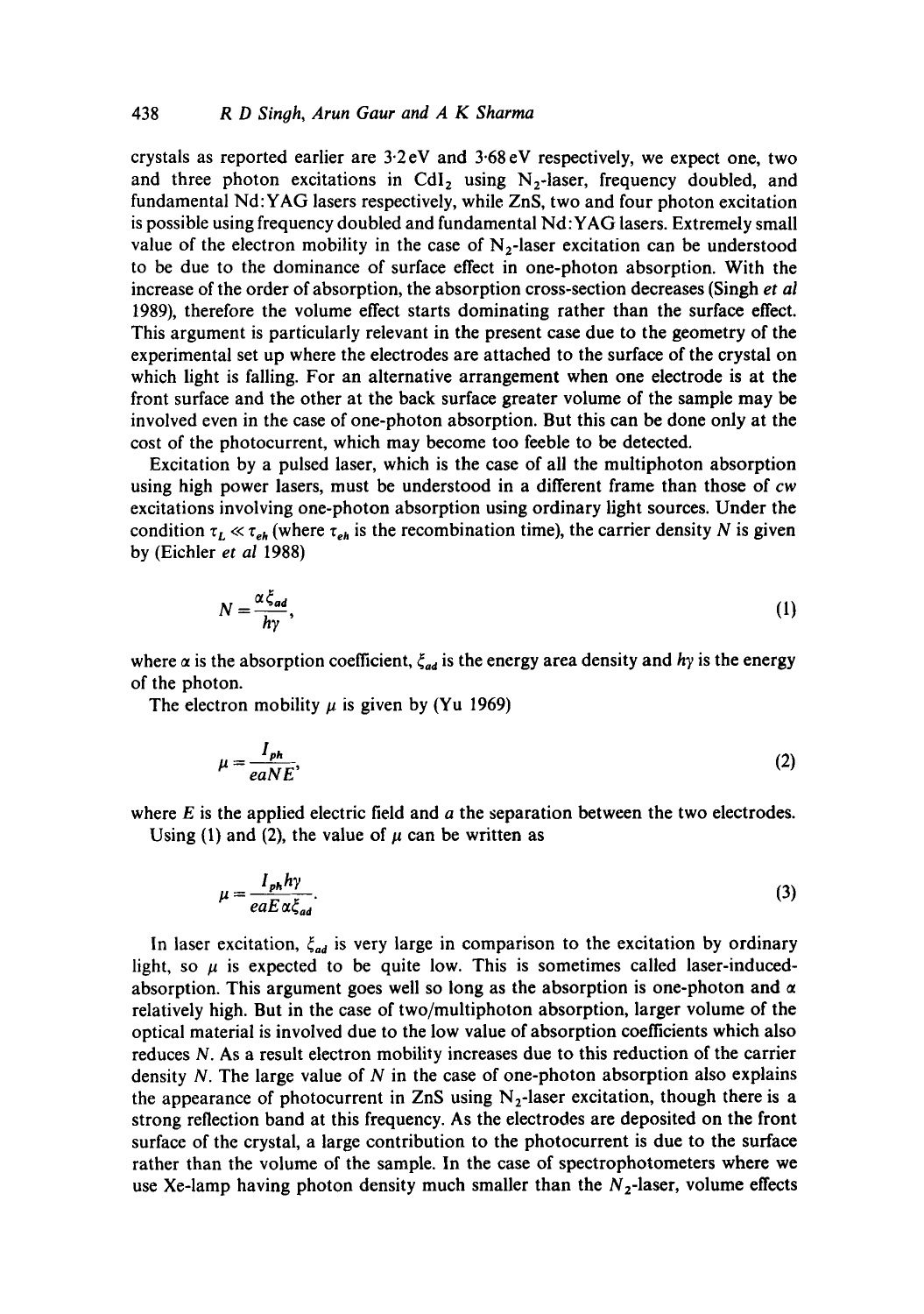crystals as reported earlier are 3·2 eV and 3·68 eV respectively, we expect one, two and three photon excitations in $CdI_2$ using $N_2$-laser, frequency doubled, and fundamental Nd:YAG lasers respectively, while ZnS, two and four photon excitation is possible using frequency doubled and fundamental Nd:YAG lasers. Extremely small value of the electron mobility in the case of $N_2$-laser excitation can be understood to be due to the dominance of surface effect in one-photon absorption. With the increase of the order of absorption, the absorption cross-section decreases (Singh *et al* 1989), therefore the volume effect starts dominating rather than the surface effect. This argument is particularly relevant in the present case due to the geometry of the experimental set up where the electrodes are attached to the surface of the crystal on which light is falling. For an alternative arrangement when one electrode is at the front surface and the other at the back surface greater volume of the sample may be involved even in the case of one-photon absorption. But this can be done only at the cost of the photocurrent, which may become too feeble to be detected.

Excitation by a pulsed laser, which is the case of all the multiphoton absorption using high power lasers, must be understood in a different frame than those of *cw* excitations involving one-photon absorption using ordinary light sources. Under the condition $\tau_L \ll \tau_{eh}$ (where $\tau_{eh}$ is the recombination time), the carrier density $N$ is given by (Eichler *et al* 1988)

$$N = \frac{\alpha \xi_{ad}}{h\gamma}, \tag{1}$$

where $\alpha$ is the absorption coefficient, $\xi_{ad}$ is the energy area density and $h\gamma$ is the energy of the photon.

The electron mobility $\mu$ is given by (Yu 1969)

$$\mu = \frac{I_{ph}}{eaNE}, \tag{2}$$

where $E$ is the applied electric field and $a$ the separation between the two electrodes.

Using (1) and (2), the value of $\mu$ can be written as

$$\mu = \frac{I_{ph} h\gamma}{eaE\alpha\xi_{ad}}. \tag{3}$$

In laser excitation, $\xi_{ad}$ is very large in comparison to the excitation by ordinary light, so $\mu$ is expected to be quite low. This is sometimes called laser-induced-absorption. This argument goes well so long as the absorption is one-photon and $\alpha$ relatively high. But in the case of two/multiphoton absorption, larger volume of the optical material is involved due to the low value of absorption coefficients which also reduces $N$. As a result electron mobility increases due to this reduction of the carrier density $N$. The large value of $N$ in the case of one-photon absorption also explains the appearance of photocurrent in ZnS using $N_2$-laser excitation, though there is a strong reflection band at this frequency. As the electrodes are deposited on the front surface of the crystal, a large contribution to the photocurrent is due to the surface rather than the volume of the sample. In the case of spectrophotometers where we use Xe-lamp having photon density much smaller than the $N_2$-laser, volume effects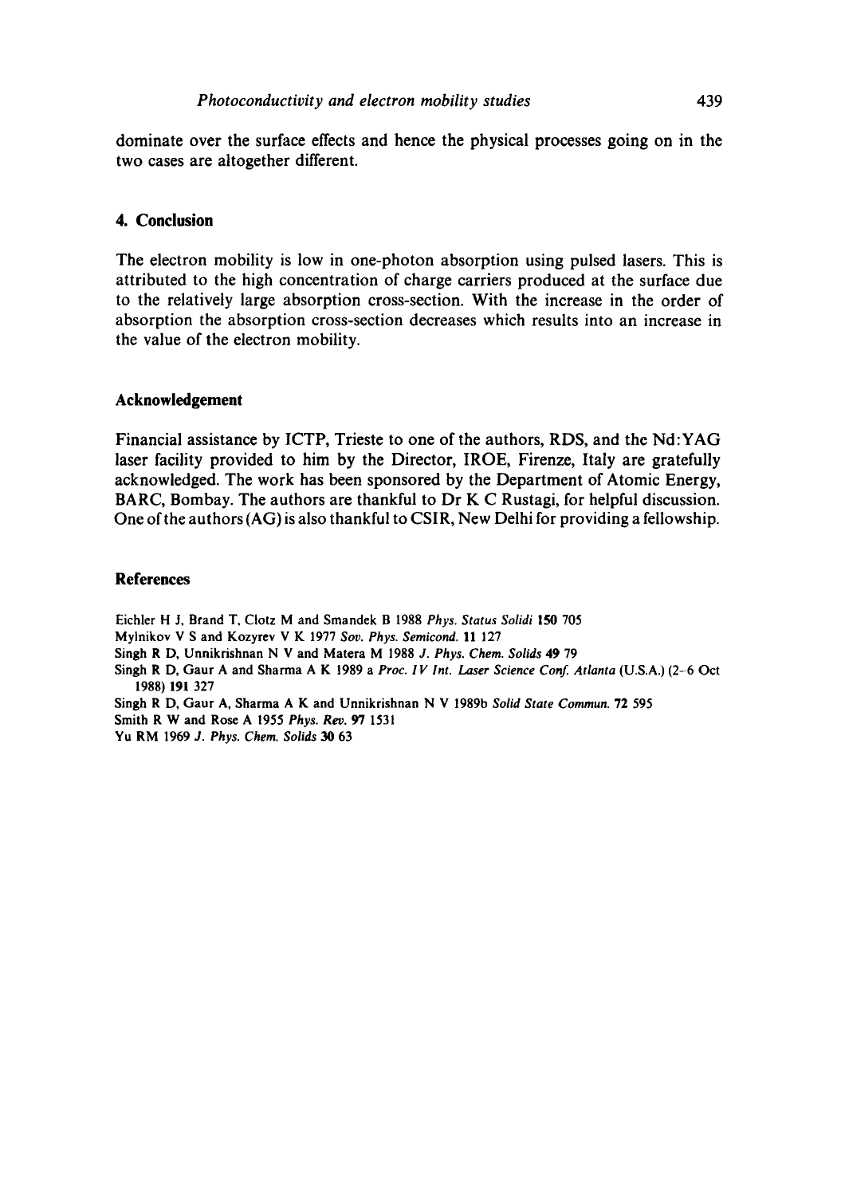dominate over the surface effects and hence the physical processes going on in the two cases are altogether different.

## 4. Conclusion

The electron mobility is low in one-photon absorption using pulsed lasers. This is attributed to the high concentration of charge carriers produced at the surface due to the relatively large absorption cross-section. With the increase in the order of absorption the absorption cross-section decreases which results into an increase in the value of the electron mobility.

## Acknowledgement

Financial assistance by ICTP, Trieste to one of the authors, RDS, and the Nd:YAG laser facility provided to him by the Director, IROE, Firenze, Italy are gratefully acknowledged. The work has been sponsored by the Department of Atomic Energy, BARC, Bombay. The authors are thankful to Dr K C Rustagi, for helpful discussion. One of the authors (AG) is also thankful to CSIR, New Delhi for providing a fellowship.

## References

Eichler H J, Brand T, Clotz M and Smandek B 1988 *Phys. Status Solidi* **150** 705

Mylnikov V S and Kozyrev V K 1977 *Sov. Phys. Semicond.* **11** 127

Singh R D, Unnikrishnan N V and Matera M 1988 *J. Phys. Chem. Solids* **49** 79

Singh R D, Gaur A and Sharma A K 1989 a *Proc. IV Int. Laser Science Conf. Atlanta* (U.S.A.) (2–6 Oct 1988) **191** 327

Singh R D, Gaur A, Sharma A K and Unnikrishnan N V 1989b *Solid State Commun.* **72** 595

Smith R W and Rose A 1955 *Phys. Rev.* **97** 1531

Yu RM 1969 *J. Phys. Chem. Solids* **30** 63